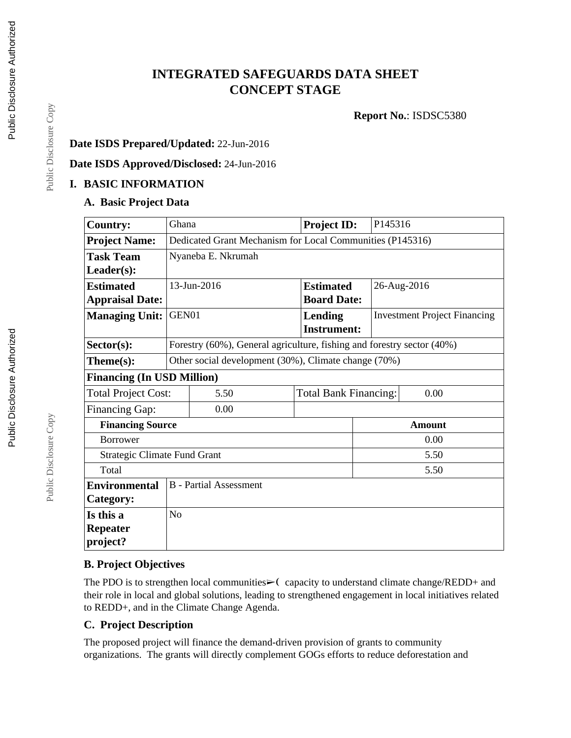# INTEGRATED SAFEGUARDS DATA SHEET
# CONCEPT STAGE

**Report No.**: ISDSC5380

**Date ISDS Prepared/Updated:** 22-Jun-2016

**Date ISDS Approved/Disclosed:** 24-Jun-2016

## I. BASIC INFORMATION

### A. Basic Project Data

| **Country:** | Ghana | | **Project ID:** | P145316 |
|---|---|---|---|---|
| **Project Name:** | Dedicated Grant Mechanism for Local Communities (P145316) | | | |
| **Task Team Leader(s):** | Nyaneba E. Nkrumah | | | |
| **Estimated Appraisal Date:** | 13-Jun-2016 | | **Estimated Board Date:** | 26-Aug-2016 |
| **Managing Unit:** | GEN01 | | **Lending Instrument:** | Investment Project Financing |
| **Sector(s):** | Forestry (60%), General agriculture, fishing and forestry sector (40%) | | | |
| **Theme(s):** | Other social development (30%), Climate change (70%) | | | |
| **Financing (In USD Million)** | | | | |
| Total Project Cost: | 5.50 | | Total Bank Financing: | 0.00 |
| Financing Gap: | 0.00 | | | |
| **Financing Source** | | | | **Amount** |
| Borrower | | | | 0.00 |
| Strategic Climate Fund Grant | | | | 5.50 |
| Total | | | | 5.50 |
| **Environmental Category:** | B - Partial Assessment | | | |
| **Is this a Repeater project?** | No | | | |

### B. Project Objectives

The PDO is to strengthen local communities➢( capacity to understand climate change/REDD+ and their role in local and global solutions, leading to strengthened engagement in local initiatives related to REDD+, and in the Climate Change Agenda.

### C. Project Description

The proposed project will finance the demand-driven provision of grants to community organizations. The grants will directly complement GOGs efforts to reduce deforestation and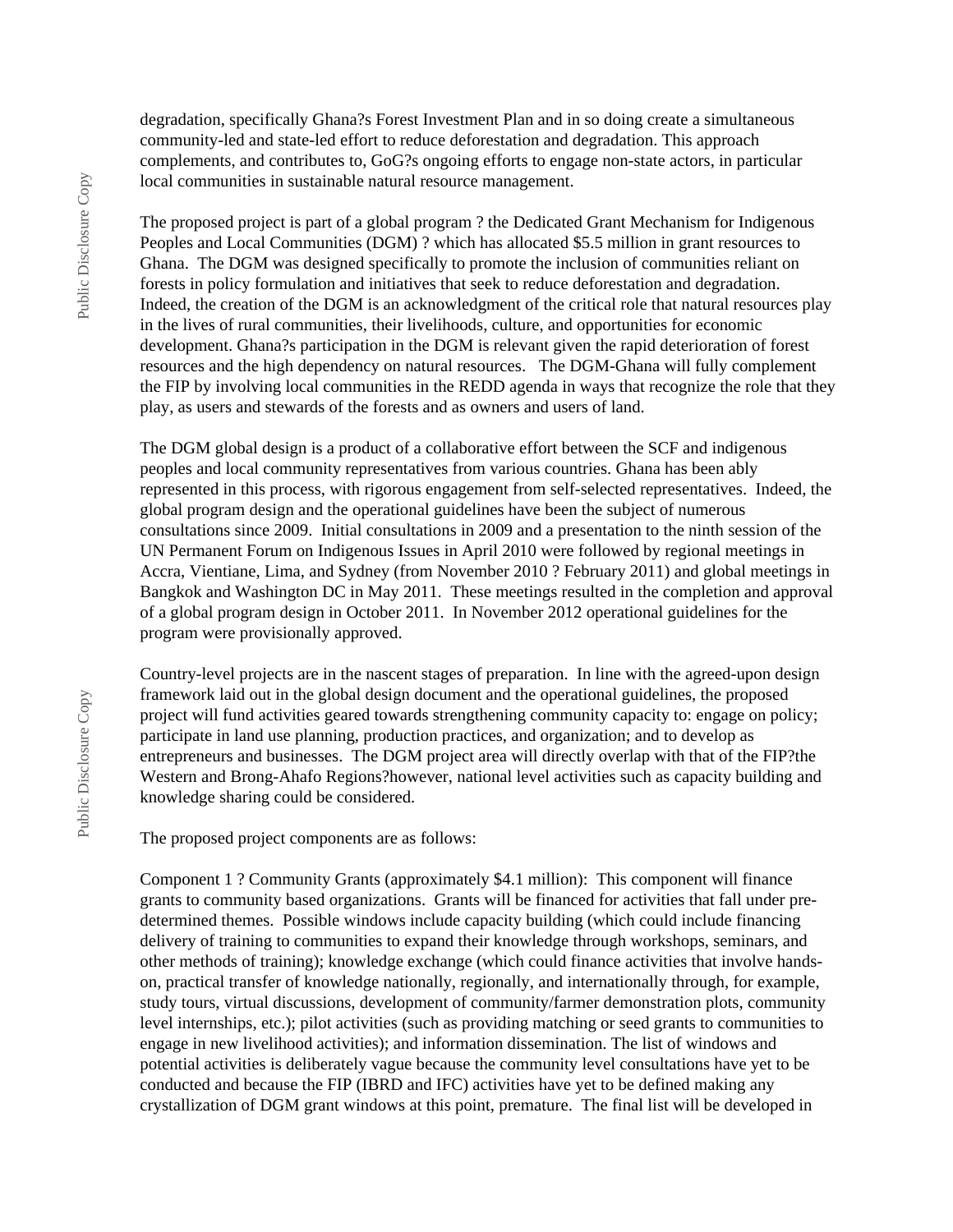degradation, specifically Ghana?s Forest Investment Plan and in so doing create a simultaneous community-led and state-led effort to reduce deforestation and degradation. This approach complements, and contributes to, GoG?s ongoing efforts to engage non-state actors, in particular local communities in sustainable natural resource management.

The proposed project is part of a global program ? the Dedicated Grant Mechanism for Indigenous Peoples and Local Communities (DGM) ? which has allocated $5.5 million in grant resources to Ghana. The DGM was designed specifically to promote the inclusion of communities reliant on forests in policy formulation and initiatives that seek to reduce deforestation and degradation. Indeed, the creation of the DGM is an acknowledgment of the critical role that natural resources play in the lives of rural communities, their livelihoods, culture, and opportunities for economic development. Ghana?s participation in the DGM is relevant given the rapid deterioration of forest resources and the high dependency on natural resources. The DGM-Ghana will fully complement the FIP by involving local communities in the REDD agenda in ways that recognize the role that they play, as users and stewards of the forests and as owners and users of land.

The DGM global design is a product of a collaborative effort between the SCF and indigenous peoples and local community representatives from various countries. Ghana has been ably represented in this process, with rigorous engagement from self-selected representatives. Indeed, the global program design and the operational guidelines have been the subject of numerous consultations since 2009. Initial consultations in 2009 and a presentation to the ninth session of the UN Permanent Forum on Indigenous Issues in April 2010 were followed by regional meetings in Accra, Vientiane, Lima, and Sydney (from November 2010 ? February 2011) and global meetings in Bangkok and Washington DC in May 2011. These meetings resulted in the completion and approval of a global program design in October 2011. In November 2012 operational guidelines for the program were provisionally approved.

Country-level projects are in the nascent stages of preparation. In line with the agreed-upon design framework laid out in the global design document and the operational guidelines, the proposed project will fund activities geared towards strengthening community capacity to: engage on policy; participate in land use planning, production practices, and organization; and to develop as entrepreneurs and businesses. The DGM project area will directly overlap with that of the FIP?the Western and Brong-Ahafo Regions?however, national level activities such as capacity building and knowledge sharing could be considered.

The proposed project components are as follows:

Component 1 ? Community Grants (approximately $4.1 million): This component will finance grants to community based organizations. Grants will be financed for activities that fall under pre-determined themes. Possible windows include capacity building (which could include financing delivery of training to communities to expand their knowledge through workshops, seminars, and other methods of training); knowledge exchange (which could finance activities that involve hands-on, practical transfer of knowledge nationally, regionally, and internationally through, for example, study tours, virtual discussions, development of community/farmer demonstration plots, community level internships, etc.); pilot activities (such as providing matching or seed grants to communities to engage in new livelihood activities); and information dissemination. The list of windows and potential activities is deliberately vague because the community level consultations have yet to be conducted and because the FIP (IBRD and IFC) activities have yet to be defined making any crystallization of DGM grant windows at this point, premature. The final list will be developed in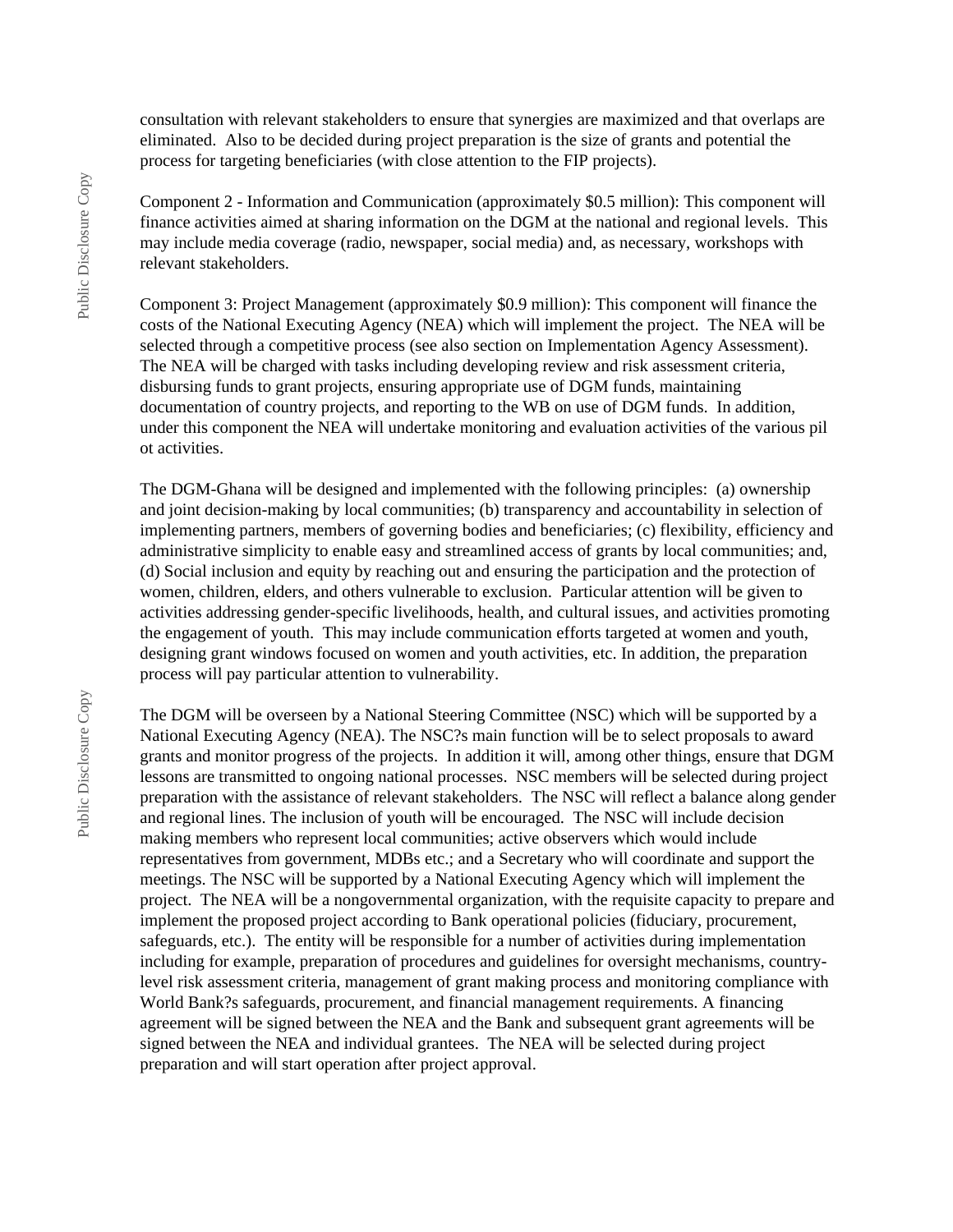consultation with relevant stakeholders to ensure that synergies are maximized and that overlaps are eliminated. Also to be decided during project preparation is the size of grants and potential the process for targeting beneficiaries (with close attention to the FIP projects).

Component 2 - Information and Communication (approximately $0.5 million): This component will finance activities aimed at sharing information on the DGM at the national and regional levels. This may include media coverage (radio, newspaper, social media) and, as necessary, workshops with relevant stakeholders.

Component 3: Project Management (approximately $0.9 million): This component will finance the costs of the National Executing Agency (NEA) which will implement the project. The NEA will be selected through a competitive process (see also section on Implementation Agency Assessment). The NEA will be charged with tasks including developing review and risk assessment criteria, disbursing funds to grant projects, ensuring appropriate use of DGM funds, maintaining documentation of country projects, and reporting to the WB on use of DGM funds. In addition, under this component the NEA will undertake monitoring and evaluation activities of the various pil ot activities.

The DGM-Ghana will be designed and implemented with the following principles: (a) ownership and joint decision-making by local communities; (b) transparency and accountability in selection of implementing partners, members of governing bodies and beneficiaries; (c) flexibility, efficiency and administrative simplicity to enable easy and streamlined access of grants by local communities; and, (d) Social inclusion and equity by reaching out and ensuring the participation and the protection of women, children, elders, and others vulnerable to exclusion. Particular attention will be given to activities addressing gender-specific livelihoods, health, and cultural issues, and activities promoting the engagement of youth. This may include communication efforts targeted at women and youth, designing grant windows focused on women and youth activities, etc. In addition, the preparation process will pay particular attention to vulnerability.

The DGM will be overseen by a National Steering Committee (NSC) which will be supported by a National Executing Agency (NEA). The NSC?s main function will be to select proposals to award grants and monitor progress of the projects. In addition it will, among other things, ensure that DGM lessons are transmitted to ongoing national processes. NSC members will be selected during project preparation with the assistance of relevant stakeholders. The NSC will reflect a balance along gender and regional lines. The inclusion of youth will be encouraged. The NSC will include decision making members who represent local communities; active observers which would include representatives from government, MDBs etc.; and a Secretary who will coordinate and support the meetings. The NSC will be supported by a National Executing Agency which will implement the project. The NEA will be a nongovernmental organization, with the requisite capacity to prepare and implement the proposed project according to Bank operational policies (fiduciary, procurement, safeguards, etc.). The entity will be responsible for a number of activities during implementation including for example, preparation of procedures and guidelines for oversight mechanisms, country-level risk assessment criteria, management of grant making process and monitoring compliance with World Bank?s safeguards, procurement, and financial management requirements. A financing agreement will be signed between the NEA and the Bank and subsequent grant agreements will be signed between the NEA and individual grantees. The NEA will be selected during project preparation and will start operation after project approval.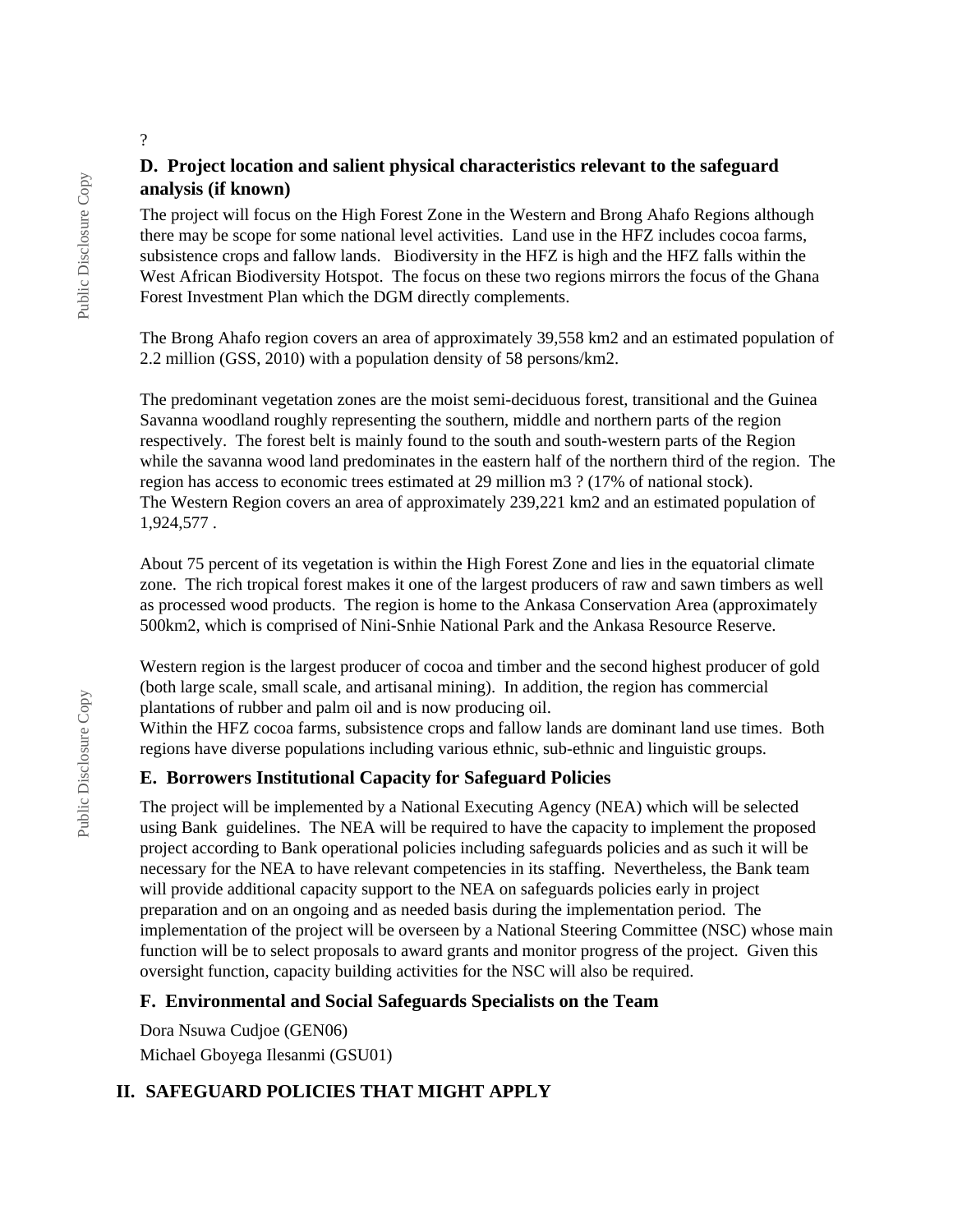?

### D. Project location and salient physical characteristics relevant to the safeguard analysis (if known)

The project will focus on the High Forest Zone in the Western and Brong Ahafo Regions although there may be scope for some national level activities. Land use in the HFZ includes cocoa farms, subsistence crops and fallow lands. Biodiversity in the HFZ is high and the HFZ falls within the West African Biodiversity Hotspot. The focus on these two regions mirrors the focus of the Ghana Forest Investment Plan which the DGM directly complements.

The Brong Ahafo region covers an area of approximately 39,558 km2 and an estimated population of 2.2 million (GSS, 2010) with a population density of 58 persons/km2.

The predominant vegetation zones are the moist semi-deciduous forest, transitional and the Guinea Savanna woodland roughly representing the southern, middle and northern parts of the region respectively. The forest belt is mainly found to the south and south-western parts of the Region while the savanna wood land predominates in the eastern half of the northern third of the region. The region has access to economic trees estimated at 29 million m3 ? (17% of national stock).
The Western Region covers an area of approximately 239,221 km2 and an estimated population of 1,924,577 .

About 75 percent of its vegetation is within the High Forest Zone and lies in the equatorial climate zone. The rich tropical forest makes it one of the largest producers of raw and sawn timbers as well as processed wood products. The region is home to the Ankasa Conservation Area (approximately 500km2, which is comprised of Nini-Snhie National Park and the Ankasa Resource Reserve.

Western region is the largest producer of cocoa and timber and the second highest producer of gold (both large scale, small scale, and artisanal mining). In addition, the region has commercial plantations of rubber and palm oil and is now producing oil.
Within the HFZ cocoa farms, subsistence crops and fallow lands are dominant land use times. Both regions have diverse populations including various ethnic, sub-ethnic and linguistic groups.

### E. Borrowers Institutional Capacity for Safeguard Policies

The project will be implemented by a National Executing Agency (NEA) which will be selected using Bank guidelines. The NEA will be required to have the capacity to implement the proposed project according to Bank operational policies including safeguards policies and as such it will be necessary for the NEA to have relevant competencies in its staffing. Nevertheless, the Bank team will provide additional capacity support to the NEA on safeguards policies early in project preparation and on an ongoing and as needed basis during the implementation period. The implementation of the project will be overseen by a National Steering Committee (NSC) whose main function will be to select proposals to award grants and monitor progress of the project. Given this oversight function, capacity building activities for the NSC will also be required.

### F. Environmental and Social Safeguards Specialists on the Team

Dora Nsuwa Cudjoe (GEN06)
Michael Gboyega Ilesanmi (GSU01)

## II. SAFEGUARD POLICIES THAT MIGHT APPLY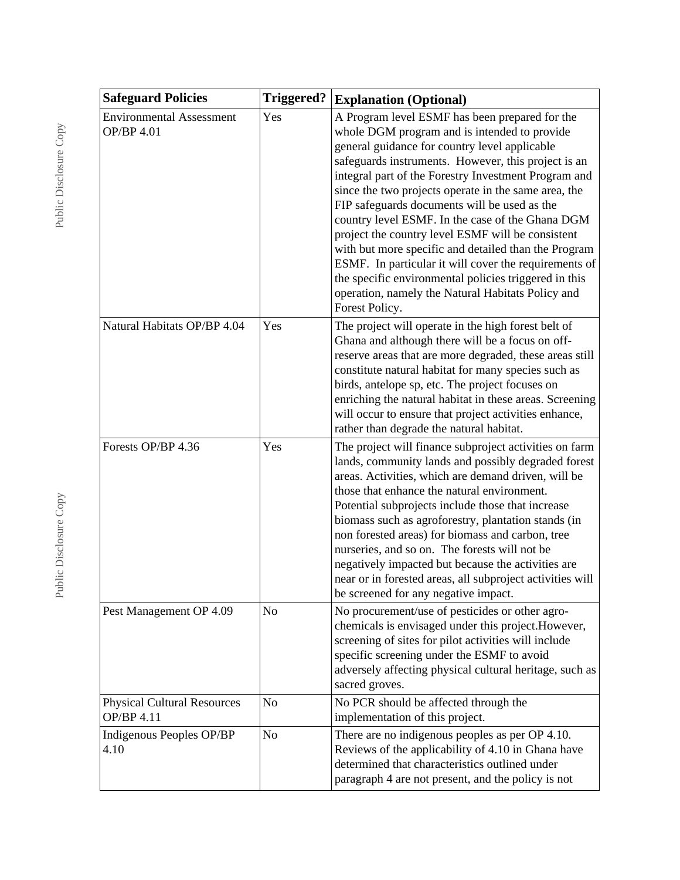| Safeguard Policies | Triggered? | Explanation (Optional) |
|---|---|---|
| Environmental Assessment OP/BP 4.01 | Yes | A Program level ESMF has been prepared for the whole DGM program and is intended to provide general guidance for country level applicable safeguards instruments. However, this project is an integral part of the Forestry Investment Program and since the two projects operate in the same area, the FIP safeguards documents will be used as the country level ESMF. In the case of the Ghana DGM project the country level ESMF will be consistent with but more specific and detailed than the Program ESMF. In particular it will cover the requirements of the specific environmental policies triggered in this operation, namely the Natural Habitats Policy and Forest Policy. |
| Natural Habitats OP/BP 4.04 | Yes | The project will operate in the high forest belt of Ghana and although there will be a focus on off-reserve areas that are more degraded, these areas still constitute natural habitat for many species such as birds, antelope sp, etc. The project focuses on enriching the natural habitat in these areas. Screening will occur to ensure that project activities enhance, rather than degrade the natural habitat. |
| Forests OP/BP 4.36 | Yes | The project will finance subproject activities on farm lands, community lands and possibly degraded forest areas. Activities, which are demand driven, will be those that enhance the natural environment. Potential subprojects include those that increase biomass such as agroforestry, plantation stands (in non forested areas) for biomass and carbon, tree nurseries, and so on. The forests will not be negatively impacted but because the activities are near or in forested areas, all subproject activities will be screened for any negative impact. |
| Pest Management OP 4.09 | No | No procurement/use of pesticides or other agro-chemicals is envisaged under this project.However, screening of sites for pilot activities will include specific screening under the ESMF to avoid adversely affecting physical cultural heritage, such as sacred groves. |
| Physical Cultural Resources OP/BP 4.11 | No | No PCR should be affected through the implementation of this project. |
| Indigenous Peoples OP/BP 4.10 | No | There are no indigenous peoples as per OP 4.10. Reviews of the applicability of 4.10 in Ghana have determined that characteristics outlined under paragraph 4 are not present, and the policy is not |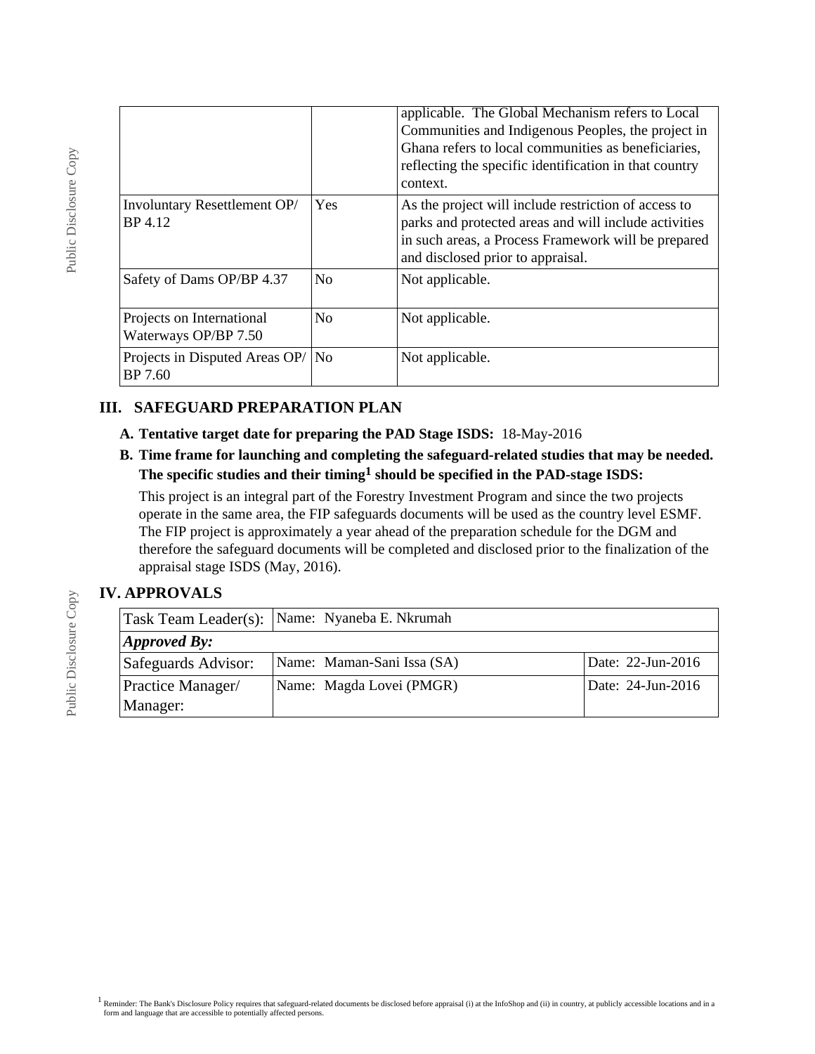| | | |
|---|---|---|
| | | applicable. The Global Mechanism refers to Local Communities and Indigenous Peoples, the project in Ghana refers to local communities as beneficiaries, reflecting the specific identification in that country context. |
| Involuntary Resettlement OP/ BP 4.12 | Yes | As the project will include restriction of access to parks and protected areas and will include activities in such areas, a Process Framework will be prepared and disclosed prior to appraisal. |
| Safety of Dams OP/BP 4.37 | No | Not applicable. |
| Projects on International Waterways OP/BP 7.50 | No | Not applicable. |
| Projects in Disputed Areas OP/ BP 7.60 | No | Not applicable. |

## III. SAFEGUARD PREPARATION PLAN

**A. Tentative target date for preparing the PAD Stage ISDS:** 18-May-2016

**B. Time frame for launching and completing the safeguard-related studies that may be needed. The specific studies and their timing[1] should be specified in the PAD-stage ISDS:**

This project is an integral part of the Forestry Investment Program and since the two projects operate in the same area, the FIP safeguards documents will be used as the country level ESMF. The FIP project is approximately a year ahead of the preparation schedule for the DGM and therefore the safeguard documents will be completed and disclosed prior to the finalization of the appraisal stage ISDS (May, 2016).

## IV. APPROVALS

| | | |
|---|---|---|
| Task Team Leader(s): | Name: Nyaneba E. Nkrumah | |
| ***Approved By:*** | | |
| Safeguards Advisor: | Name: Maman-Sani Issa (SA) | Date: 22-Jun-2016 |
| Practice Manager/ Manager: | Name: Magda Lovei (PMGR) | Date: 24-Jun-2016 |

[1] Reminder: The Bank's Disclosure Policy requires that safeguard-related documents be disclosed before appraisal (i) at the InfoShop and (ii) in country, at publicly accessible locations and in a form and language that are accessible to potentially affected persons.